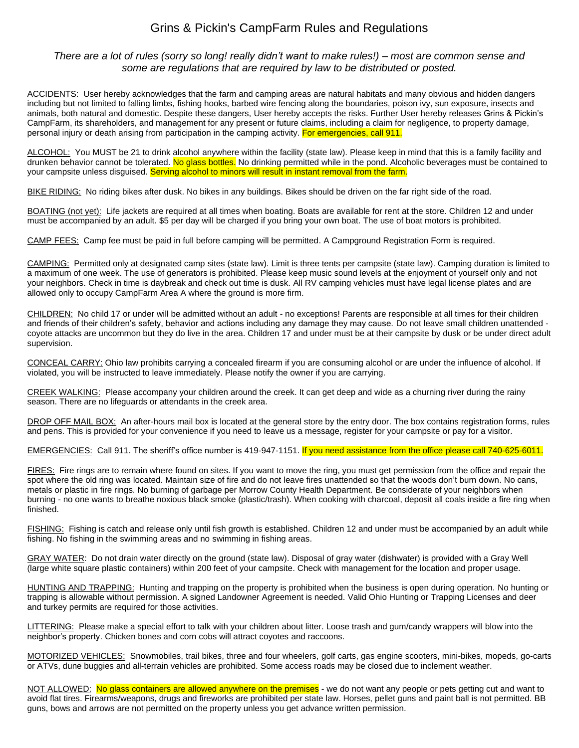# Grins & Pickin's CampFarm Rules and Regulations

*There are a lot of rules (sorry so long! really didn't want to make rules!) – most are common sense and some are regulations that are required by law to be distributed or posted.*

ACCIDENTS: User hereby acknowledges that the farm and camping areas are natural habitats and many obvious and hidden dangers including but not limited to falling limbs, fishing hooks, barbed wire fencing along the boundaries, poison ivy, sun exposure, insects and animals, both natural and domestic. Despite these dangers, User hereby accepts the risks. Further User hereby releases Grins & Pickin's CampFarm, its shareholders, and management for any present or future claims, including a claim for negligence, to property damage, personal injury or death arising from participation in the camping activity. For emergencies, call 911.

ALCOHOL: You MUST be 21 to drink alcohol anywhere within the facility (state law). Please keep in mind that this is a family facility and drunken behavior cannot be tolerated. No glass bottles. No drinking permitted while in the pond. Alcoholic beverages must be contained to your campsite unless disguised. Serving alcohol to minors will result in instant removal from the farm.

BIKE RIDING: No riding bikes after dusk. No bikes in any buildings. Bikes should be driven on the far right side of the road.

BOATING (not yet): Life jackets are required at all times when boating. Boats are available for rent at the store. Children 12 and under must be accompanied by an adult. $5 per day will be charged if you bring your own boat. The use of boat motors is prohibited.

CAMP FEES: Camp fee must be paid in full before camping will be permitted. A Campground Registration Form is required.

CAMPING: Permitted only at designated camp sites (state law). Limit is three tents per campsite (state law). Camping duration is limited to a maximum of one week. The use of generators is prohibited. Please keep music sound levels at the enjoyment of yourself only and not your neighbors. Check in time is daybreak and check out time is dusk. All RV camping vehicles must have legal license plates and are allowed only to occupy CampFarm Area A where the ground is more firm.

CHILDREN: No child 17 or under will be admitted without an adult - no exceptions! Parents are responsible at all times for their children and friends of their children's safety, behavior and actions including any damage they may cause. Do not leave small children unattended - coyote attacks are uncommon but they do live in the area. Children 17 and under must be at their campsite by dusk or be under direct adult supervision.

CONCEAL CARRY: Ohio law prohibits carrying a concealed firearm if you are consuming alcohol or are under the influence of alcohol. If violated, you will be instructed to leave immediately. Please notify the owner if you are carrying.

CREEK WALKING: Please accompany your children around the creek. It can get deep and wide as a churning river during the rainy season. There are no lifeguards or attendants in the creek area.

DROP OFF MAIL BOX: An after-hours mail box is located at the general store by the entry door. The box contains registration forms, rules and pens. This is provided for your convenience if you need to leave us a message, register for your campsite or pay for a visitor.

EMERGENCIES: Call 911. The sheriff's office number is 419-947-1151. If you need assistance from the office please call 740-625-6011.

FIRES: Fire rings are to remain where found on sites. If you want to move the ring, you must get permission from the office and repair the spot where the old ring was located. Maintain size of fire and do not leave fires unattended so that the woods don't burn down. No cans, metals or plastic in fire rings. No burning of garbage per Morrow County Health Department. Be considerate of your neighbors when burning - no one wants to breathe noxious black smoke (plastic/trash). When cooking with charcoal, deposit all coals inside a fire ring when finished.

FISHING: Fishing is catch and release only until fish growth is established. Children 12 and under must be accompanied by an adult while fishing. No fishing in the swimming areas and no swimming in fishing areas.

GRAY WATER: Do not drain water directly on the ground (state law). Disposal of gray water (dishwater) is provided with a Gray Well (large white square plastic containers) within 200 feet of your campsite. Check with management for the location and proper usage.

HUNTING AND TRAPPING: Hunting and trapping on the property is prohibited when the business is open during operation. No hunting or trapping is allowable without permission. A signed Landowner Agreement is needed. Valid Ohio Hunting or Trapping Licenses and deer and turkey permits are required for those activities.

LITTERING: Please make a special effort to talk with your children about litter. Loose trash and gum/candy wrappers will blow into the neighbor's property. Chicken bones and corn cobs will attract coyotes and raccoons.

MOTORIZED VEHICLES: Snowmobiles, trail bikes, three and four wheelers, golf carts, gas engine scooters, mini-bikes, mopeds, go-carts or ATVs, dune buggies and all-terrain vehicles are prohibited. Some access roads may be closed due to inclement weather.

NOT ALLOWED: No glass containers are allowed anywhere on the premises - we do not want any people or pets getting cut and want to avoid flat tires. Firearms/weapons, drugs and fireworks are prohibited per state law. Horses, pellet guns and paint ball is not permitted. BB guns, bows and arrows are not permitted on the property unless you get advance written permission.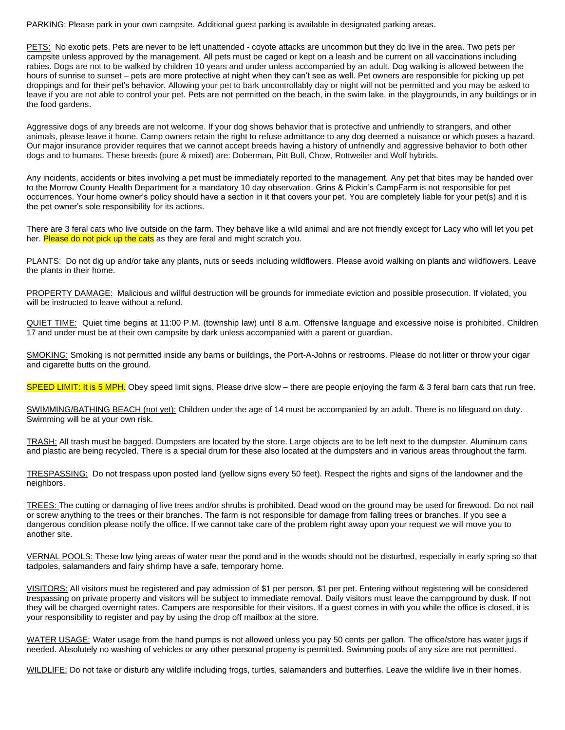PARKING: Please park in your own campsite. Additional guest parking is available in designated parking areas.

PETS: No exotic pets. Pets are never to be left unattended - coyote attacks are uncommon but they do live in the area. Two pets per campsite unless approved by the management. All pets must be caged or kept on a leash and be current on all vaccinations including rabies. Dogs are not to be walked by children 10 years and under unless accompanied by an adult. Dog walking is allowed between the hours of sunrise to sunset – pets are more protective at night when they can't see as well. Pet owners are responsible for picking up pet droppings and for their pet's behavior. Allowing your pet to bark uncontrollably day or night will not be permitted and you may be asked to leave if you are not able to control your pet. Pets are not permitted on the beach, in the swim lake, in the playgrounds, in any buildings or in the food gardens.

Aggressive dogs of any breeds are not welcome. If your dog shows behavior that is protective and unfriendly to strangers, and other animals, please leave it home. Camp owners retain the right to refuse admittance to any dog deemed a nuisance or which poses a hazard. Our major insurance provider requires that we cannot accept breeds having a history of unfriendly and aggressive behavior to both other dogs and to humans. These breeds (pure & mixed) are: Doberman, Pitt Bull, Chow, Rottweiler and Wolf hybrids.

Any incidents, accidents or bites involving a pet must be immediately reported to the management. Any pet that bites may be handed over to the Morrow County Health Department for a mandatory 10 day observation. Grins & Pickin's CampFarm is not responsible for pet occurrences. Your home owner's policy should have a section in it that covers your pet. You are completely liable for your pet(s) and it is the pet owner's sole responsibility for its actions.

There are 3 feral cats who live outside on the farm. They behave like a wild animal and are not friendly except for Lacy who will let you pet her. Please do not pick up the cats as they are feral and might scratch you.

PLANTS: Do not dig up and/or take any plants, nuts or seeds including wildflowers. Please avoid walking on plants and wildflowers. Leave the plants in their home.

PROPERTY DAMAGE: Malicious and willful destruction will be grounds for immediate eviction and possible prosecution. If violated, you will be instructed to leave without a refund.

QUIET TIME: Quiet time begins at 11:00 P.M. (township law) until 8 a.m. Offensive language and excessive noise is prohibited. Children 17 and under must be at their own campsite by dark unless accompanied with a parent or guardian.

SMOKING: Smoking is not permitted inside any barns or buildings, the Port-A-Johns or restrooms. Please do not litter or throw your cigar and cigarette butts on the ground.

SPEED LIMIT: It is 5 MPH. Obey speed limit signs. Please drive slow – there are people enjoying the farm & 3 feral barn cats that run free.

SWIMMING/BATHING BEACH (not yet): Children under the age of 14 must be accompanied by an adult. There is no lifeguard on duty. Swimming will be at your own risk.

TRASH: All trash must be bagged. Dumpsters are located by the store. Large objects are to be left next to the dumpster. Aluminum cans and plastic are being recycled. There is a special drum for these also located at the dumpsters and in various areas throughout the farm.

TRESPASSING: Do not trespass upon posted land (yellow signs every 50 feet). Respect the rights and signs of the landowner and the neighbors.

TREES: The cutting or damaging of live trees and/or shrubs is prohibited. Dead wood on the ground may be used for firewood. Do not nail or screw anything to the trees or their branches. The farm is not responsible for damage from falling trees or branches. If you see a dangerous condition please notify the office. If we cannot take care of the problem right away upon your request we will move you to another site.

VERNAL POOLS: These low lying areas of water near the pond and in the woods should not be disturbed, especially in early spring so that tadpoles, salamanders and fairy shrimp have a safe, temporary home.

VISITORS: All visitors must be registered and pay admission of $1 per person, $1 per pet. Entering without registering will be considered trespassing on private property and visitors will be subject to immediate removal. Daily visitors must leave the campground by dusk. If not they will be charged overnight rates. Campers are responsible for their visitors. If a guest comes in with you while the office is closed, it is your responsibility to register and pay by using the drop off mailbox at the store.

WATER USAGE: Water usage from the hand pumps is not allowed unless you pay 50 cents per gallon. The office/store has water jugs if needed. Absolutely no washing of vehicles or any other personal property is permitted. Swimming pools of any size are not permitted.

WILDLIFE: Do not take or disturb any wildlife including frogs, turtles, salamanders and butterflies. Leave the wildlife live in their homes.